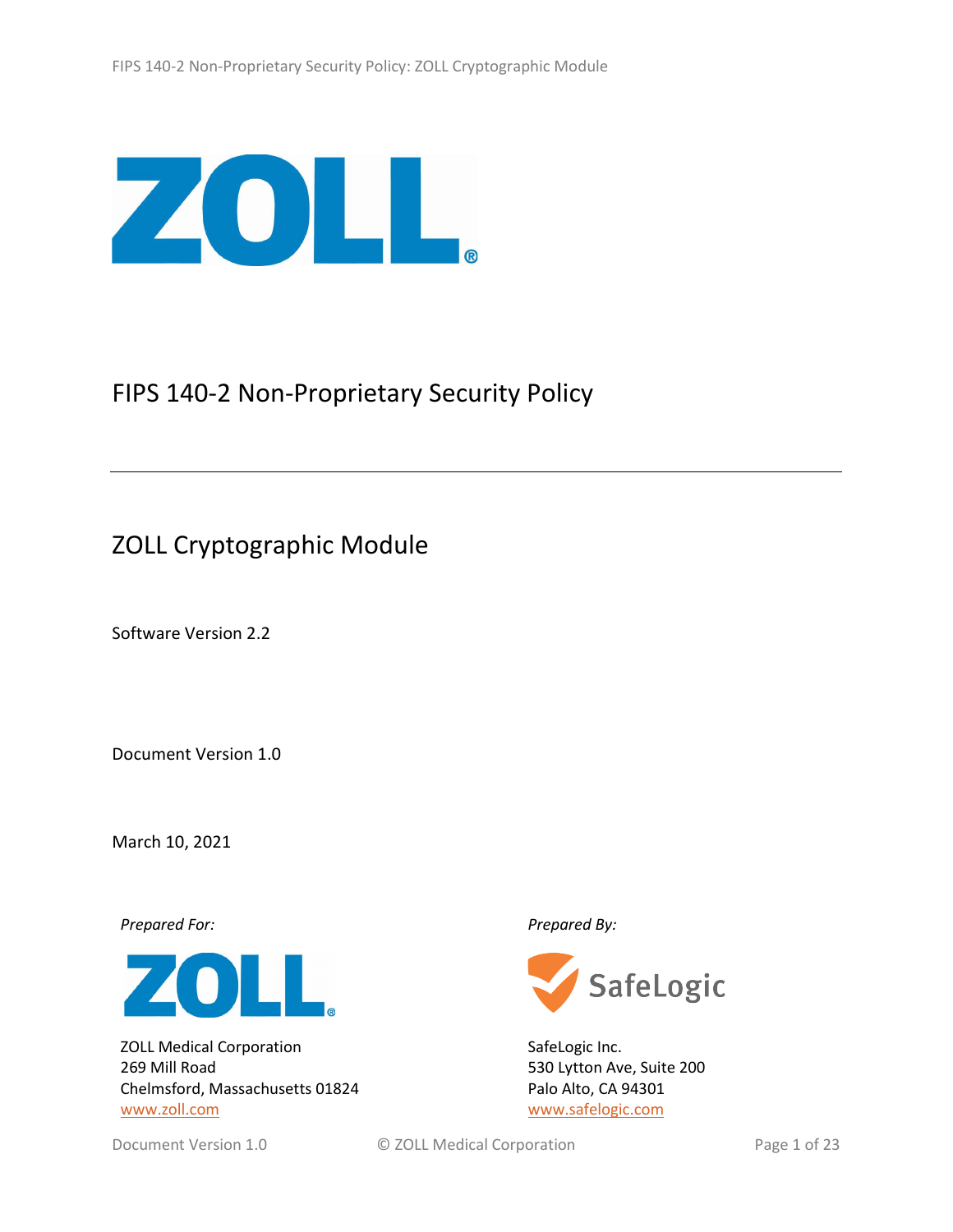# FIPS 140-2 Non-Proprietary Security Policy

## ZOLL Cryptographic Module

Software Version 2.2

Document Version 1.0

March 10, 2021

*Prepared For:*

ZOLL Medical Corporation
269 Mill Road
Chelmsford, Massachusetts 01824
www.zoll.com

*Prepared By:*

SafeLogic Inc.
530 Lytton Ave, Suite 200
Palo Alto, CA 94301
www.safelogic.com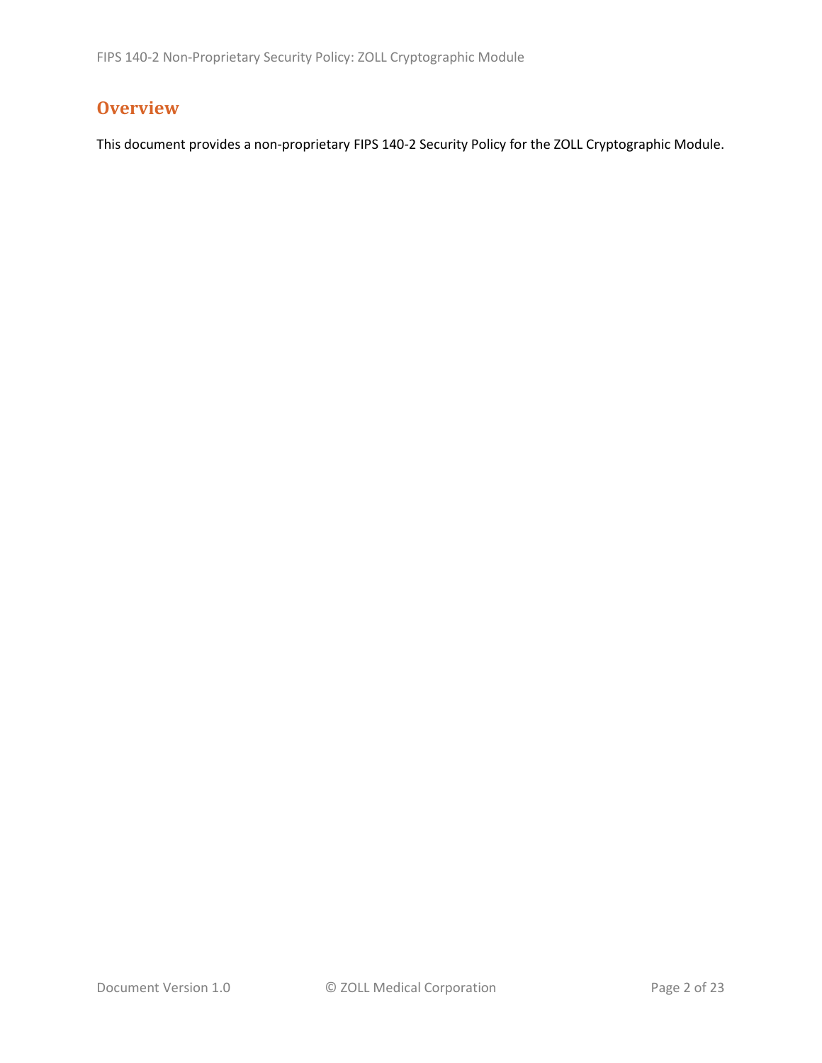# Overview

This document provides a non-proprietary FIPS 140-2 Security Policy for the ZOLL Cryptographic Module.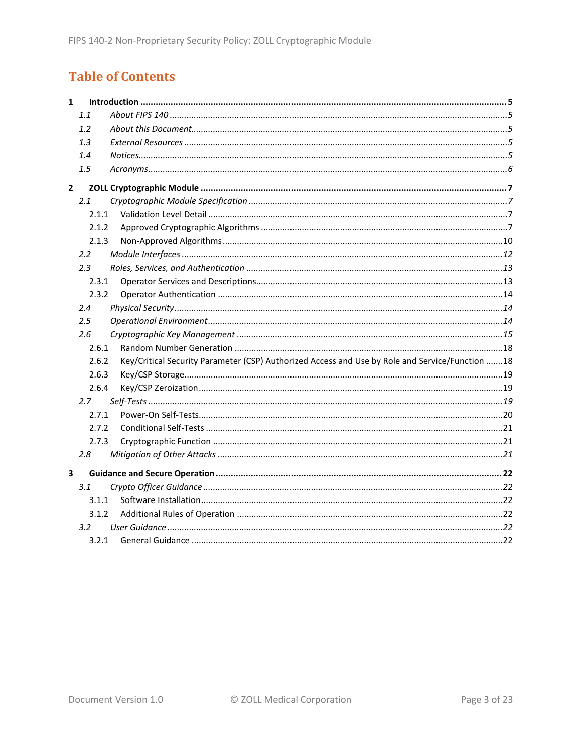# Table of Contents

**1 Introduction ........................................................................ 5**

*1.1 About FIPS 140 ........................................................................ 5*

*1.2 About this Document........................................................................ 5*

*1.3 External Resources ........................................................................ 5*

*1.4 Notices........................................................................ 5*

*1.5 Acronyms........................................................................ 6*

**2 ZOLL Cryptographic Module ........................................................................ 7**

*2.1 Cryptographic Module Specification ........................................................................ 7*

2.1.1 Validation Level Detail ........................................................................ 7

2.1.2 Approved Cryptographic Algorithms ........................................................................ 7

2.1.3 Non-Approved Algorithms........................................................................ 10

*2.2 Module Interfaces ........................................................................ 12*

*2.3 Roles, Services, and Authentication ........................................................................ 13*

2.3.1 Operator Services and Descriptions........................................................................ 13

2.3.2 Operator Authentication ........................................................................ 14

*2.4 Physical Security........................................................................ 14*

*2.5 Operational Environment........................................................................ 14*

*2.6 Cryptographic Key Management ........................................................................ 15*

2.6.1 Random Number Generation ........................................................................ 18

2.6.2 Key/Critical Security Parameter (CSP) Authorized Access and Use by Role and Service/Function ....... 18

2.6.3 Key/CSP Storage........................................................................ 19

2.6.4 Key/CSP Zeroization........................................................................ 19

*2.7 Self-Tests ........................................................................ 19*

2.7.1 Power-On Self-Tests........................................................................ 20

2.7.2 Conditional Self-Tests ........................................................................ 21

2.7.3 Cryptographic Function ........................................................................ 21

*2.8 Mitigation of Other Attacks ........................................................................ 21*

**3 Guidance and Secure Operation ........................................................................ 22**

*3.1 Crypto Officer Guidance ........................................................................ 22*

3.1.1 Software Installation........................................................................ 22

3.1.2 Additional Rules of Operation ........................................................................ 22

*3.2 User Guidance ........................................................................ 22*

3.2.1 General Guidance ........................................................................ 22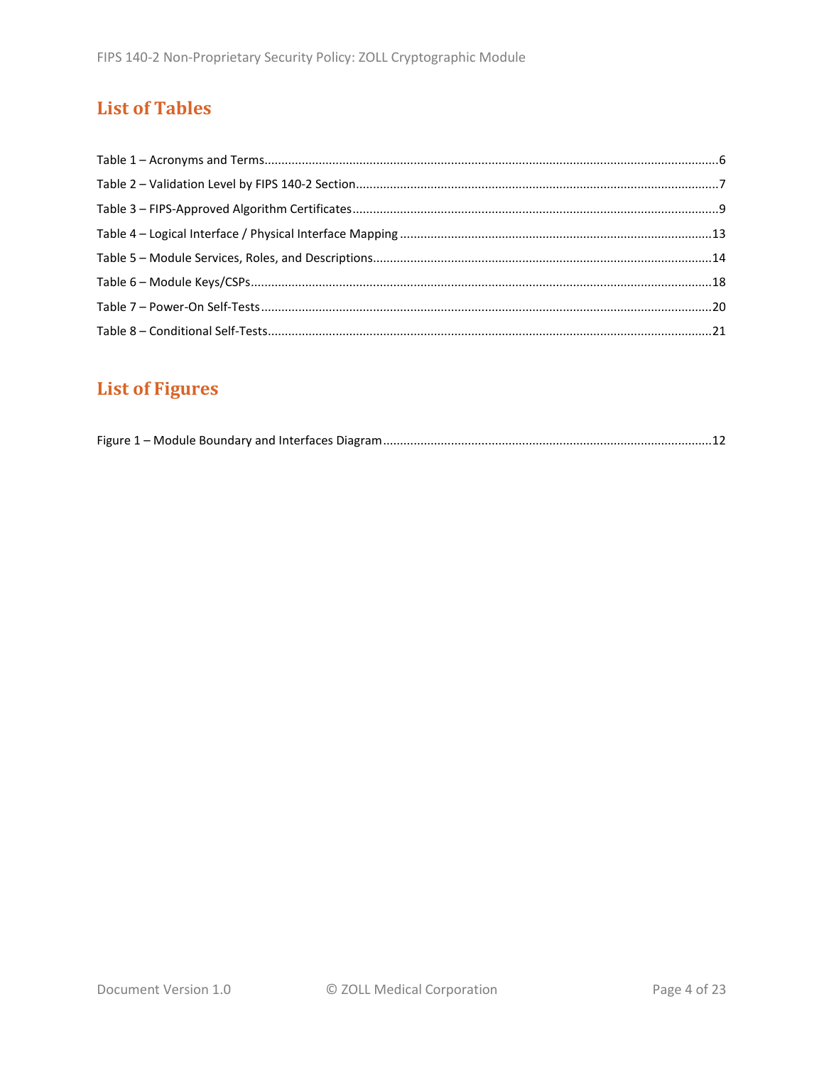## List of Tables

Table 1 – Acronyms and Terms....................................................................................................................6
Table 2 – Validation Level by FIPS 140-2 Section.........................................................................................7
Table 3 – FIPS-Approved Algorithm Certificates..........................................................................................9
Table 4 – Logical Interface / Physical Interface Mapping ..........................................................................13
Table 5 – Module Services, Roles, and Descriptions..................................................................................14
Table 6 – Module Keys/CSPs.....................................................................................................................18
Table 7 – Power-On Self-Tests...................................................................................................................20
Table 8 – Conditional Self-Tests.................................................................................................................21

## List of Figures

Figure 1 – Module Boundary and Interfaces Diagram................................................................................12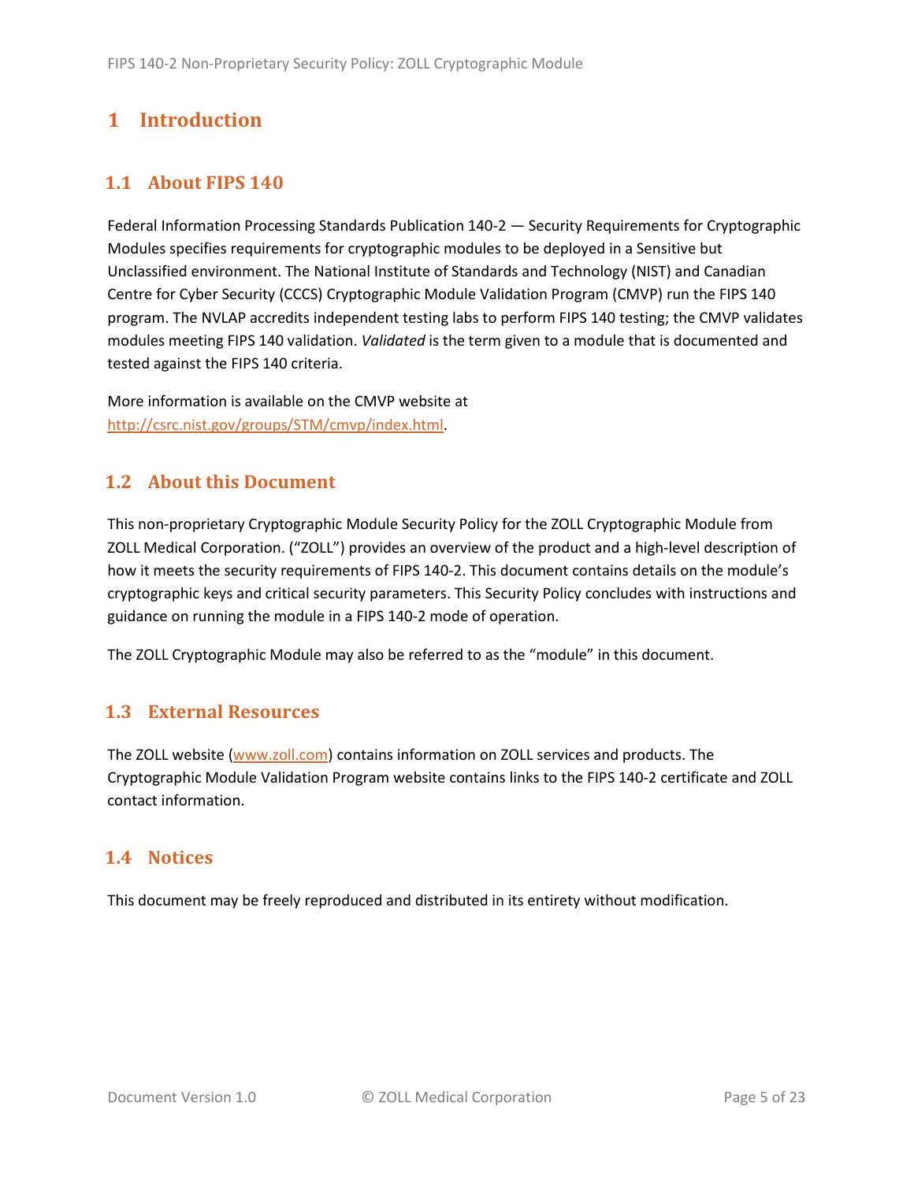# 1 Introduction

## 1.1 About FIPS 140

Federal Information Processing Standards Publication 140-2 — Security Requirements for Cryptographic Modules specifies requirements for cryptographic modules to be deployed in a Sensitive but Unclassified environment. The National Institute of Standards and Technology (NIST) and Canadian Centre for Cyber Security (CCCS) Cryptographic Module Validation Program (CMVP) run the FIPS 140 program. The NVLAP accredits independent testing labs to perform FIPS 140 testing; the CMVP validates modules meeting FIPS 140 validation. *Validated* is the term given to a module that is documented and tested against the FIPS 140 criteria.

More information is available on the CMVP website at [http://csrc.nist.gov/groups/STM/cmvp/index.html](http://csrc.nist.gov/groups/STM/cmvp/index.html).

## 1.2 About this Document

This non-proprietary Cryptographic Module Security Policy for the ZOLL Cryptographic Module from ZOLL Medical Corporation. ("ZOLL") provides an overview of the product and a high-level description of how it meets the security requirements of FIPS 140-2. This document contains details on the module's cryptographic keys and critical security parameters. This Security Policy concludes with instructions and guidance on running the module in a FIPS 140-2 mode of operation.

The ZOLL Cryptographic Module may also be referred to as the "module" in this document.

## 1.3 External Resources

The ZOLL website ([www.zoll.com](http://www.zoll.com)) contains information on ZOLL services and products. The Cryptographic Module Validation Program website contains links to the FIPS 140-2 certificate and ZOLL contact information.

## 1.4 Notices

This document may be freely reproduced and distributed in its entirety without modification.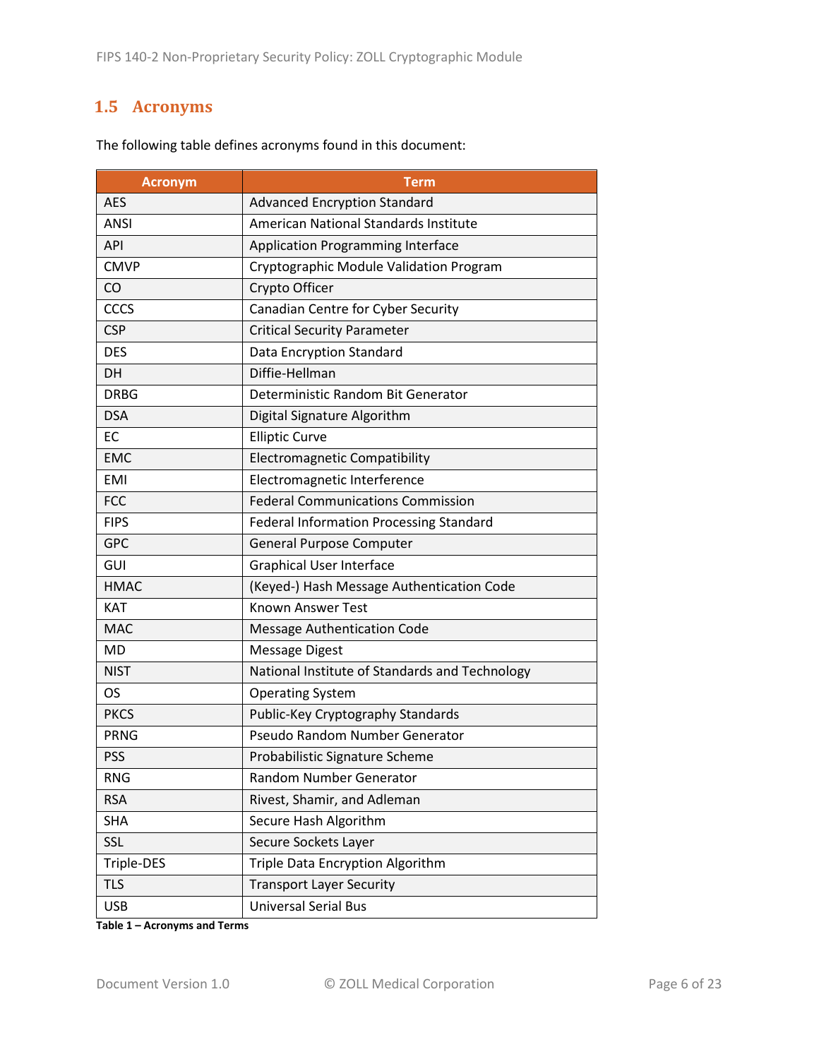## 1.5 Acronyms

The following table defines acronyms found in this document:

| Acronym | Term |
|---|---|
| AES | Advanced Encryption Standard |
| ANSI | American National Standards Institute |
| API | Application Programming Interface |
| CMVP | Cryptographic Module Validation Program |
| CO | Crypto Officer |
| CCCS | Canadian Centre for Cyber Security |
| CSP | Critical Security Parameter |
| DES | Data Encryption Standard |
| DH | Diffie-Hellman |
| DRBG | Deterministic Random Bit Generator |
| DSA | Digital Signature Algorithm |
| EC | Elliptic Curve |
| EMC | Electromagnetic Compatibility |
| EMI | Electromagnetic Interference |
| FCC | Federal Communications Commission |
| FIPS | Federal Information Processing Standard |
| GPC | General Purpose Computer |
| GUI | Graphical User Interface |
| HMAC | (Keyed-) Hash Message Authentication Code |
| KAT | Known Answer Test |
| MAC | Message Authentication Code |
| MD | Message Digest |
| NIST | National Institute of Standards and Technology |
| OS | Operating System |
| PKCS | Public-Key Cryptography Standards |
| PRNG | Pseudo Random Number Generator |
| PSS | Probabilistic Signature Scheme |
| RNG | Random Number Generator |
| RSA | Rivest, Shamir, and Adleman |
| SHA | Secure Hash Algorithm |
| SSL | Secure Sockets Layer |
| Triple-DES | Triple Data Encryption Algorithm |
| TLS | Transport Layer Security |
| USB | Universal Serial Bus |

**Table 1 – Acronyms and Terms**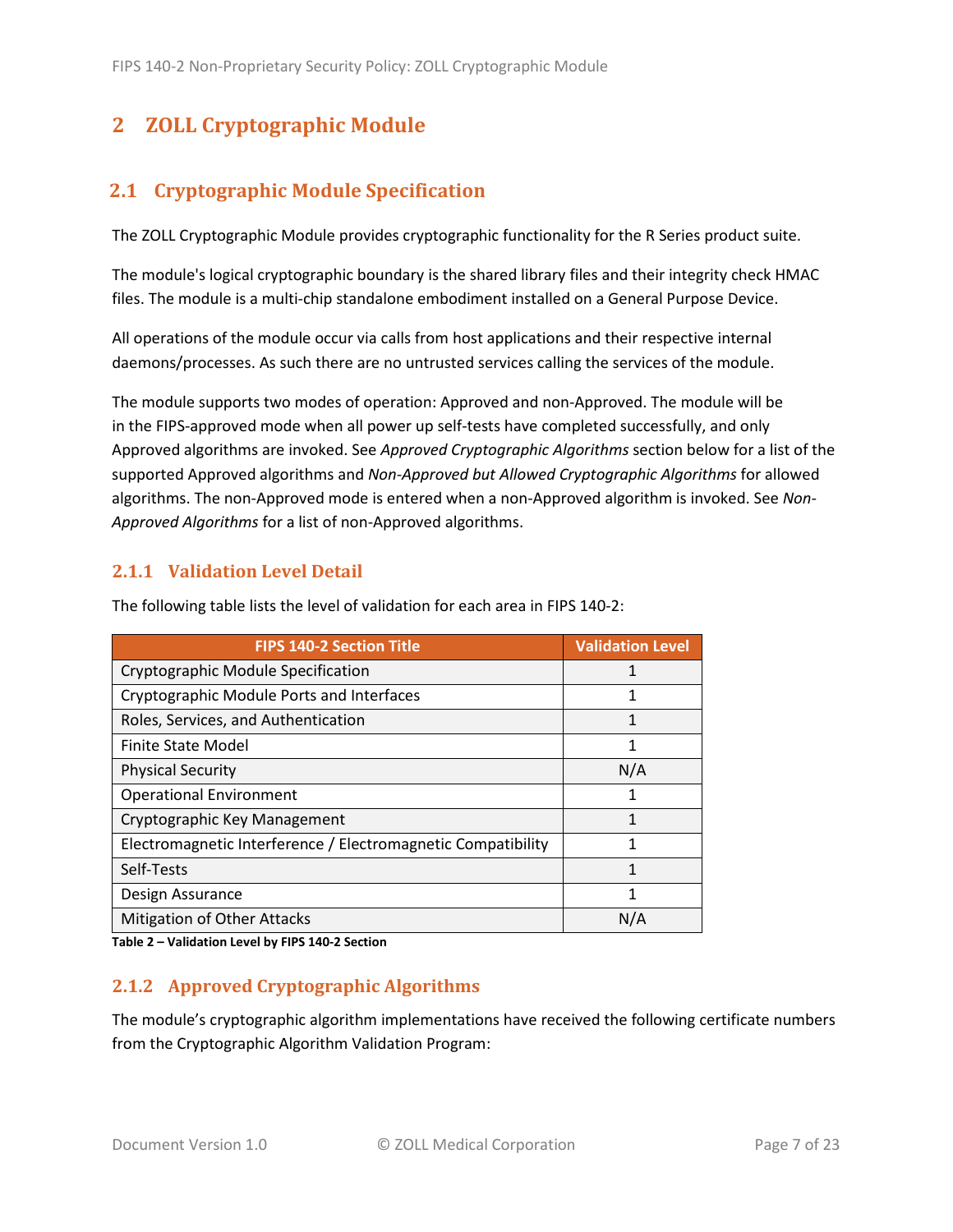# 2 ZOLL Cryptographic Module

## 2.1 Cryptographic Module Specification

The ZOLL Cryptographic Module provides cryptographic functionality for the R Series product suite.

The module's logical cryptographic boundary is the shared library files and their integrity check HMAC files. The module is a multi-chip standalone embodiment installed on a General Purpose Device.

All operations of the module occur via calls from host applications and their respective internal daemons/processes. As such there are no untrusted services calling the services of the module.

The module supports two modes of operation: Approved and non-Approved. The module will be in the FIPS-approved mode when all power up self-tests have completed successfully, and only Approved algorithms are invoked. See *Approved Cryptographic Algorithms* section below for a list of the supported Approved algorithms and *Non-Approved but Allowed Cryptographic Algorithms* for allowed algorithms. The non-Approved mode is entered when a non-Approved algorithm is invoked. See *Non-Approved Algorithms* for a list of non-Approved algorithms.

### 2.1.1 Validation Level Detail

The following table lists the level of validation for each area in FIPS 140-2:

| FIPS 140-2 Section Title | Validation Level |
|---|---|
| Cryptographic Module Specification | 1 |
| Cryptographic Module Ports and Interfaces | 1 |
| Roles, Services, and Authentication | 1 |
| Finite State Model | 1 |
| Physical Security | N/A |
| Operational Environment | 1 |
| Cryptographic Key Management | 1 |
| Electromagnetic Interference / Electromagnetic Compatibility | 1 |
| Self-Tests | 1 |
| Design Assurance | 1 |
| Mitigation of Other Attacks | N/A |

**Table 2 – Validation Level by FIPS 140-2 Section**

### 2.1.2 Approved Cryptographic Algorithms

The module's cryptographic algorithm implementations have received the following certificate numbers from the Cryptographic Algorithm Validation Program: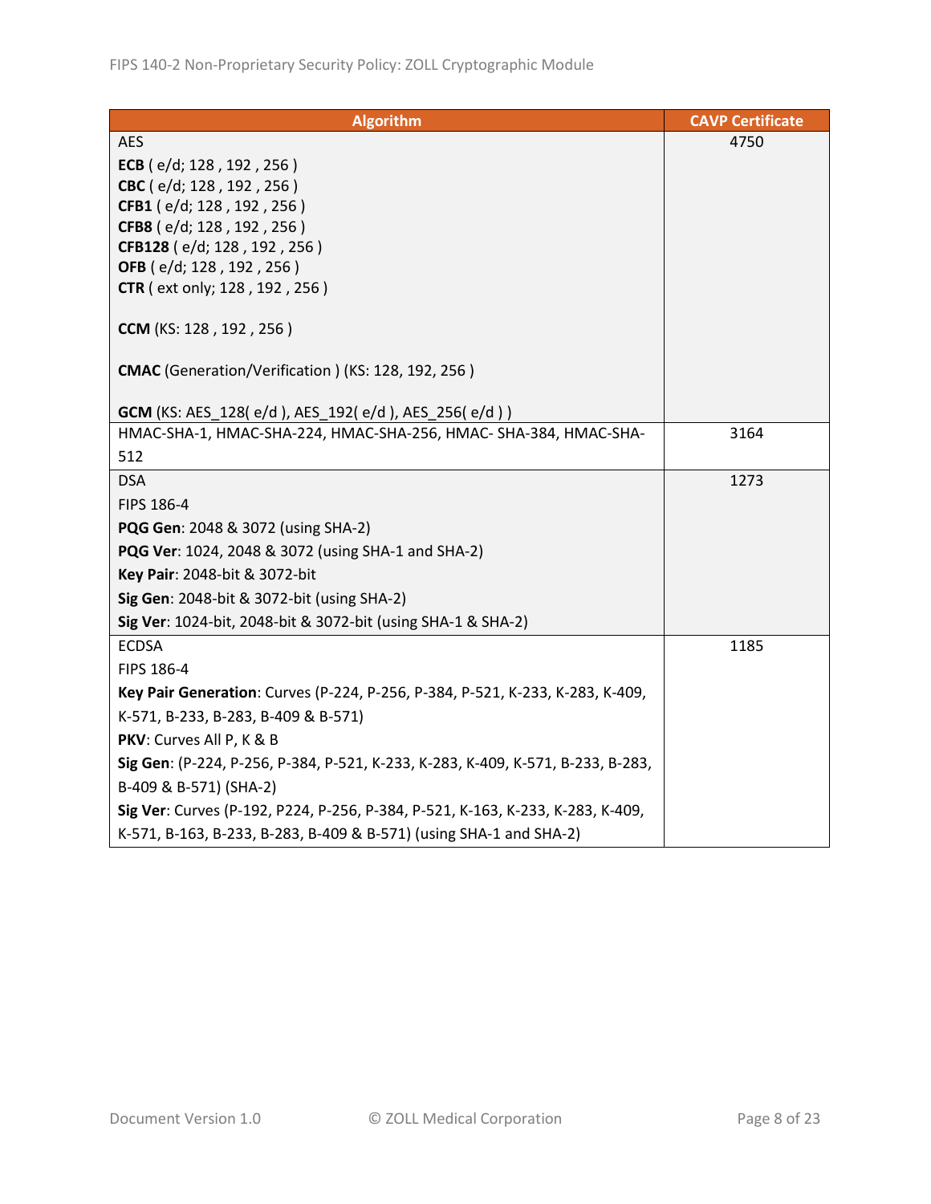| Algorithm | CAVP Certificate |
| --- | --- |
| AES<br>**ECB** ( e/d; 128 , 192 , 256 )<br>**CBC** ( e/d; 128 , 192 , 256 )<br>**CFB1** ( e/d; 128 , 192 , 256 )<br>**CFB8** ( e/d; 128 , 192 , 256 )<br>**CFB128** ( e/d; 128 , 192 , 256 )<br>**OFB** ( e/d; 128 , 192 , 256 )<br>**CTR** ( ext only; 128 , 192 , 256 )<br><br>**CCM** (KS: 128 , 192 , 256 )<br><br>**CMAC** (Generation/Verification ) (KS: 128, 192, 256 )<br><br>**GCM** (KS: AES_128( e/d ), AES_192( e/d ), AES_256( e/d ) ) | 4750 |
| HMAC-SHA-1, HMAC-SHA-224, HMAC-SHA-256, HMAC- SHA-384, HMAC-SHA-512 | 3164 |
| DSA<br>FIPS 186-4<br>**PQG Gen**: 2048 & 3072 (using SHA-2)<br>**PQG Ver**: 1024, 2048 & 3072 (using SHA-1 and SHA-2)<br>**Key Pair**: 2048-bit & 3072-bit<br>**Sig Gen**: 2048-bit & 3072-bit (using SHA-2)<br>**Sig Ver**: 1024-bit, 2048-bit & 3072-bit (using SHA-1 & SHA-2) | 1273 |
| ECDSA<br>FIPS 186-4<br>**Key Pair Generation**: Curves (P-224, P-256, P-384, P-521, K-233, K-283, K-409, K-571, B-233, B-283, B-409 & B-571)<br>**PKV**: Curves All P, K & B<br>**Sig Gen**: (P-224, P-256, P-384, P-521, K-233, K-283, K-409, K-571, B-233, B-283, B-409 & B-571) (SHA-2)<br>**Sig Ver**: Curves (P-192, P224, P-256, P-384, P-521, K-163, K-233, K-283, K-409, K-571, B-163, B-233, B-283, B-409 & B-571) (using SHA-1 and SHA-2) | 1185 |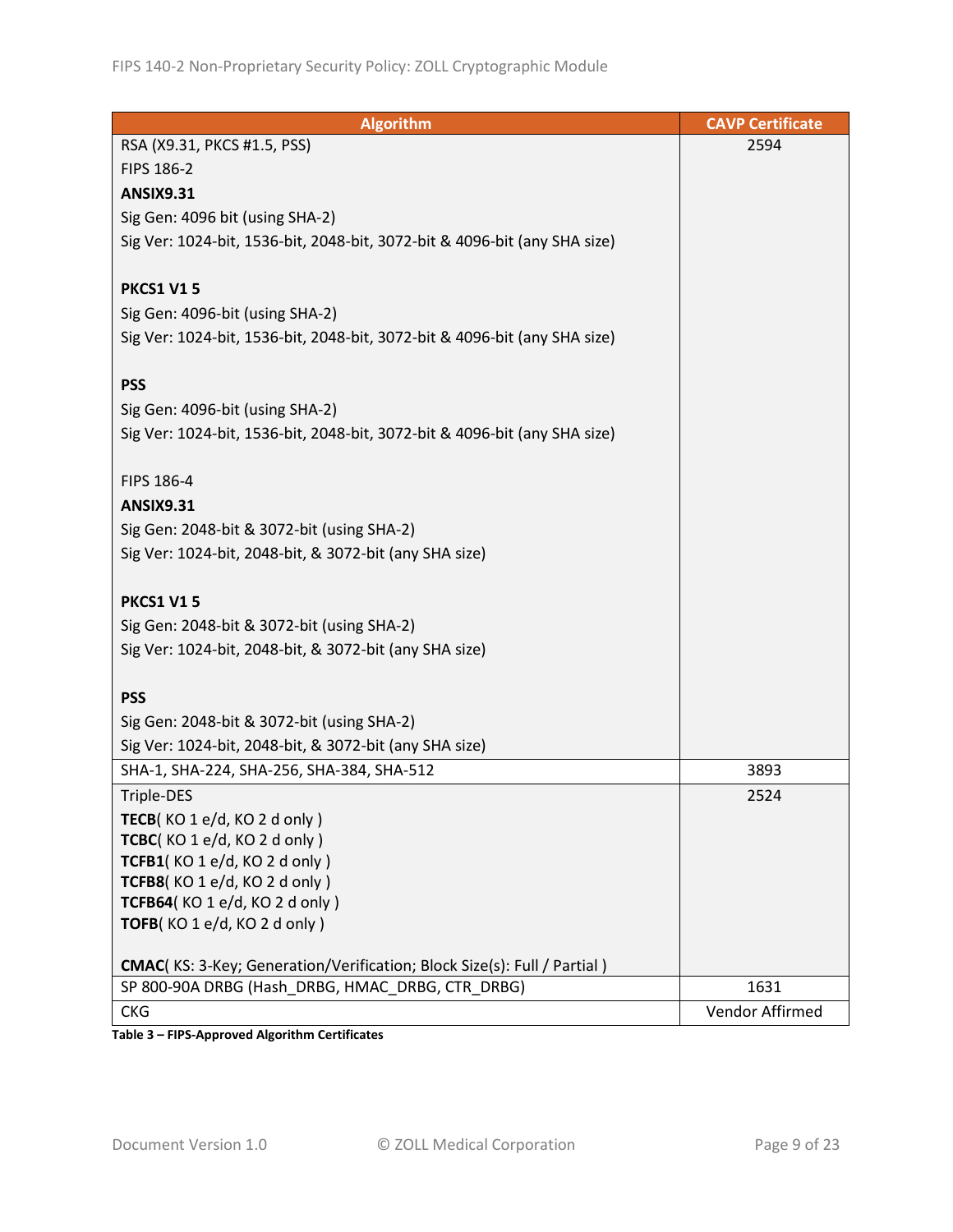| Algorithm | CAVP Certificate |
| --- | --- |
| RSA (X9.31, PKCS #1.5, PSS)<br>FIPS 186-2<br>**ANSIX9.31**<br>Sig Gen: 4096 bit (using SHA-2)<br>Sig Ver: 1024-bit, 1536-bit, 2048-bit, 3072-bit & 4096-bit (any SHA size)<br><br>**PKCS1 V1 5**<br>Sig Gen: 4096-bit (using SHA-2)<br>Sig Ver: 1024-bit, 1536-bit, 2048-bit, 3072-bit & 4096-bit (any SHA size)<br><br>**PSS**<br>Sig Gen: 4096-bit (using SHA-2)<br>Sig Ver: 1024-bit, 1536-bit, 2048-bit, 3072-bit & 4096-bit (any SHA size)<br><br>FIPS 186-4<br>**ANSIX9.31**<br>Sig Gen: 2048-bit & 3072-bit (using SHA-2)<br>Sig Ver: 1024-bit, 2048-bit, & 3072-bit (any SHA size)<br><br>**PKCS1 V1 5**<br>Sig Gen: 2048-bit & 3072-bit (using SHA-2)<br>Sig Ver: 1024-bit, 2048-bit, & 3072-bit (any SHA size)<br><br>**PSS**<br>Sig Gen: 2048-bit & 3072-bit (using SHA-2)<br>Sig Ver: 1024-bit, 2048-bit, & 3072-bit (any SHA size) | 2594 |
| SHA-1, SHA-224, SHA-256, SHA-384, SHA-512 | 3893 |
| Triple-DES<br>**TECB**( KO 1 e/d, KO 2 d only )<br>**TCBC**( KO 1 e/d, KO 2 d only )<br>**TCFB1**( KO 1 e/d, KO 2 d only )<br>**TCFB8**( KO 1 e/d, KO 2 d only )<br>**TCFB64**( KO 1 e/d, KO 2 d only )<br>**TOFB**( KO 1 e/d, KO 2 d only )<br><br>**CMAC**( KS: 3-Key; Generation/Verification; Block Size(s): Full / Partial ) | 2524 |
| SP 800-90A DRBG (Hash_DRBG, HMAC_DRBG, CTR_DRBG) | 1631 |
| CKG | Vendor Affirmed |

**Table 3 – FIPS-Approved Algorithm Certificates**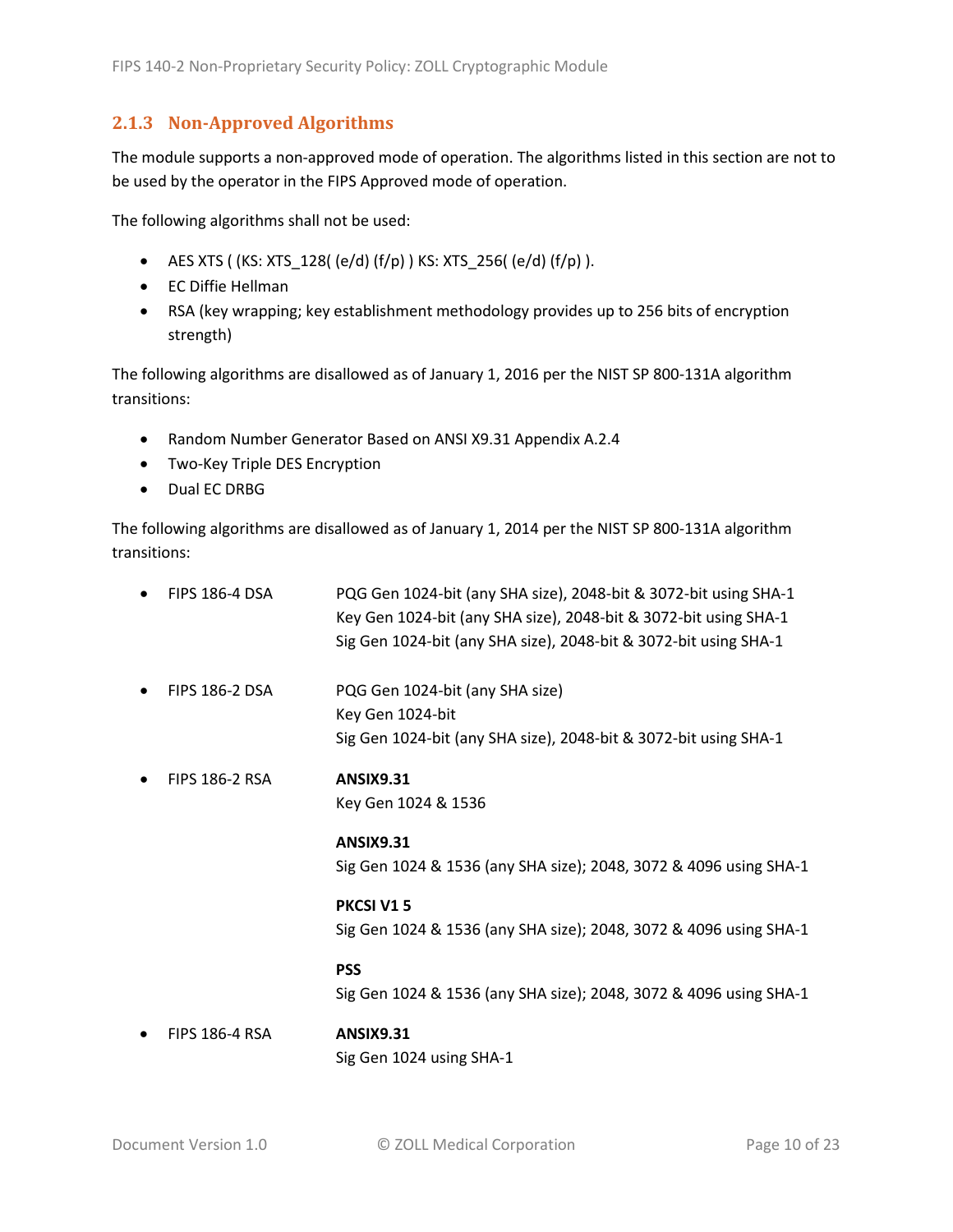### 2.1.3 Non-Approved Algorithms

The module supports a non-approved mode of operation. The algorithms listed in this section are not to be used by the operator in the FIPS Approved mode of operation.

The following algorithms shall not be used:

- AES XTS ( (KS: XTS_128( (e/d) (f/p) ) KS: XTS_256( (e/d) (f/p) ).
- EC Diffie Hellman
- RSA (key wrapping; key establishment methodology provides up to 256 bits of encryption strength)

The following algorithms are disallowed as of January 1, 2016 per the NIST SP 800-131A algorithm transitions:

- Random Number Generator Based on ANSI X9.31 Appendix A.2.4
- Two-Key Triple DES Encryption
- Dual EC DRBG

The following algorithms are disallowed as of January 1, 2014 per the NIST SP 800-131A algorithm transitions:

- FIPS 186-4 DSA
  - PQG Gen 1024-bit (any SHA size), 2048-bit & 3072-bit using SHA-1
  - Key Gen 1024-bit (any SHA size), 2048-bit & 3072-bit using SHA-1
  - Sig Gen 1024-bit (any SHA size), 2048-bit & 3072-bit using SHA-1
- FIPS 186-2 DSA
  - PQG Gen 1024-bit (any SHA size)
  - Key Gen 1024-bit
  - Sig Gen 1024-bit (any SHA size), 2048-bit & 3072-bit using SHA-1
- FIPS 186-2 RSA
  - **ANSIX9.31**
    Key Gen 1024 & 1536
  - **ANSIX9.31**
    Sig Gen 1024 & 1536 (any SHA size); 2048, 3072 & 4096 using SHA-1
  - **PKCSI V1 5**
    Sig Gen 1024 & 1536 (any SHA size); 2048, 3072 & 4096 using SHA-1
  - **PSS**
    Sig Gen 1024 & 1536 (any SHA size); 2048, 3072 & 4096 using SHA-1
- FIPS 186-4 RSA
  - **ANSIX9.31**
    Sig Gen 1024 using SHA-1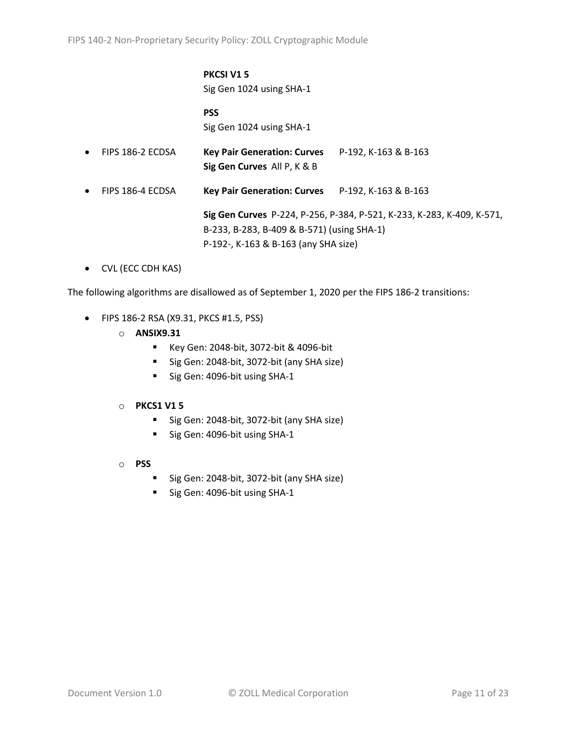**PKCSI V1 5**
Sig Gen 1024 using SHA-1

**PSS**
Sig Gen 1024 using SHA-1

- FIPS 186-2 ECDSA **Key Pair Generation: Curves** P-192, K-163 & B-163
  **Sig Gen Curves** All P, K & B
- FIPS 186-4 ECDSA **Key Pair Generation: Curves** P-192, K-163 & B-163

  **Sig Gen Curves** P-224, P-256, P-384, P-521, K-233, K-283, K-409, K-571, B-233, B-283, B-409 & B-571) (using SHA-1)
  P-192-, K-163 & B-163 (any SHA size)
- CVL (ECC CDH KAS)

The following algorithms are disallowed as of September 1, 2020 per the FIPS 186-2 transitions:

- FIPS 186-2 RSA (X9.31, PKCS #1.5, PSS)
  - **ANSIX9.31**
    - Key Gen: 2048-bit, 3072-bit & 4096-bit
    - Sig Gen: 2048-bit, 3072-bit (any SHA size)
    - Sig Gen: 4096-bit using SHA-1
  - **PKCS1 V1 5**
    - Sig Gen: 2048-bit, 3072-bit (any SHA size)
    - Sig Gen: 4096-bit using SHA-1
  - **PSS**
    - Sig Gen: 2048-bit, 3072-bit (any SHA size)
    - Sig Gen: 4096-bit using SHA-1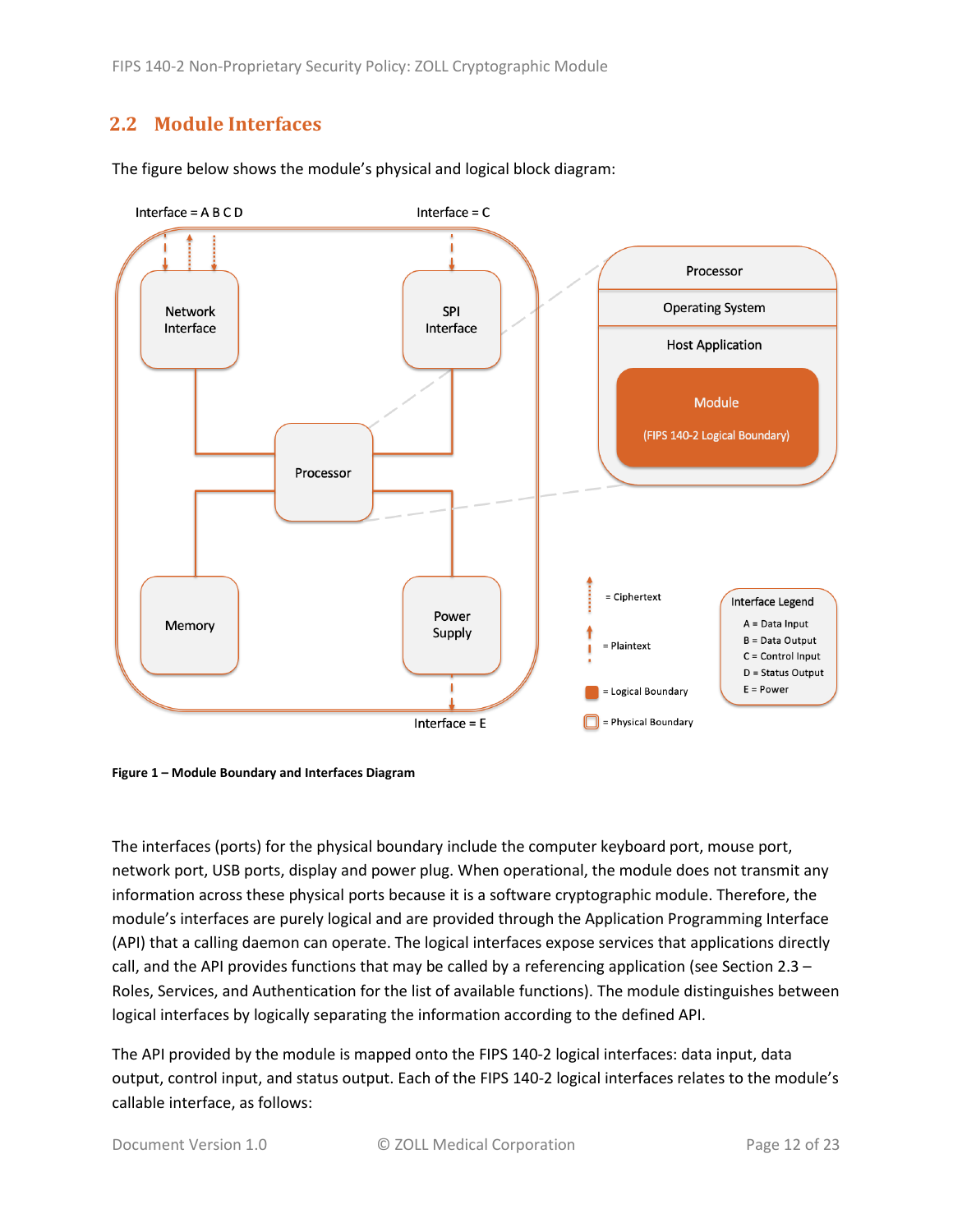## 2.2 Module Interfaces

The figure below shows the module's physical and logical block diagram:

**Figure 1 – Module Boundary and Interfaces Diagram**

The interfaces (ports) for the physical boundary include the computer keyboard port, mouse port, network port, USB ports, display and power plug. When operational, the module does not transmit any information across these physical ports because it is a software cryptographic module. Therefore, the module's interfaces are purely logical and are provided through the Application Programming Interface (API) that a calling daemon can operate. The logical interfaces expose services that applications directly call, and the API provides functions that may be called by a referencing application (see Section 2.3 – Roles, Services, and Authentication for the list of available functions). The module distinguishes between logical interfaces by logically separating the information according to the defined API.

The API provided by the module is mapped onto the FIPS 140-2 logical interfaces: data input, data output, control input, and status output. Each of the FIPS 140-2 logical interfaces relates to the module's callable interface, as follows: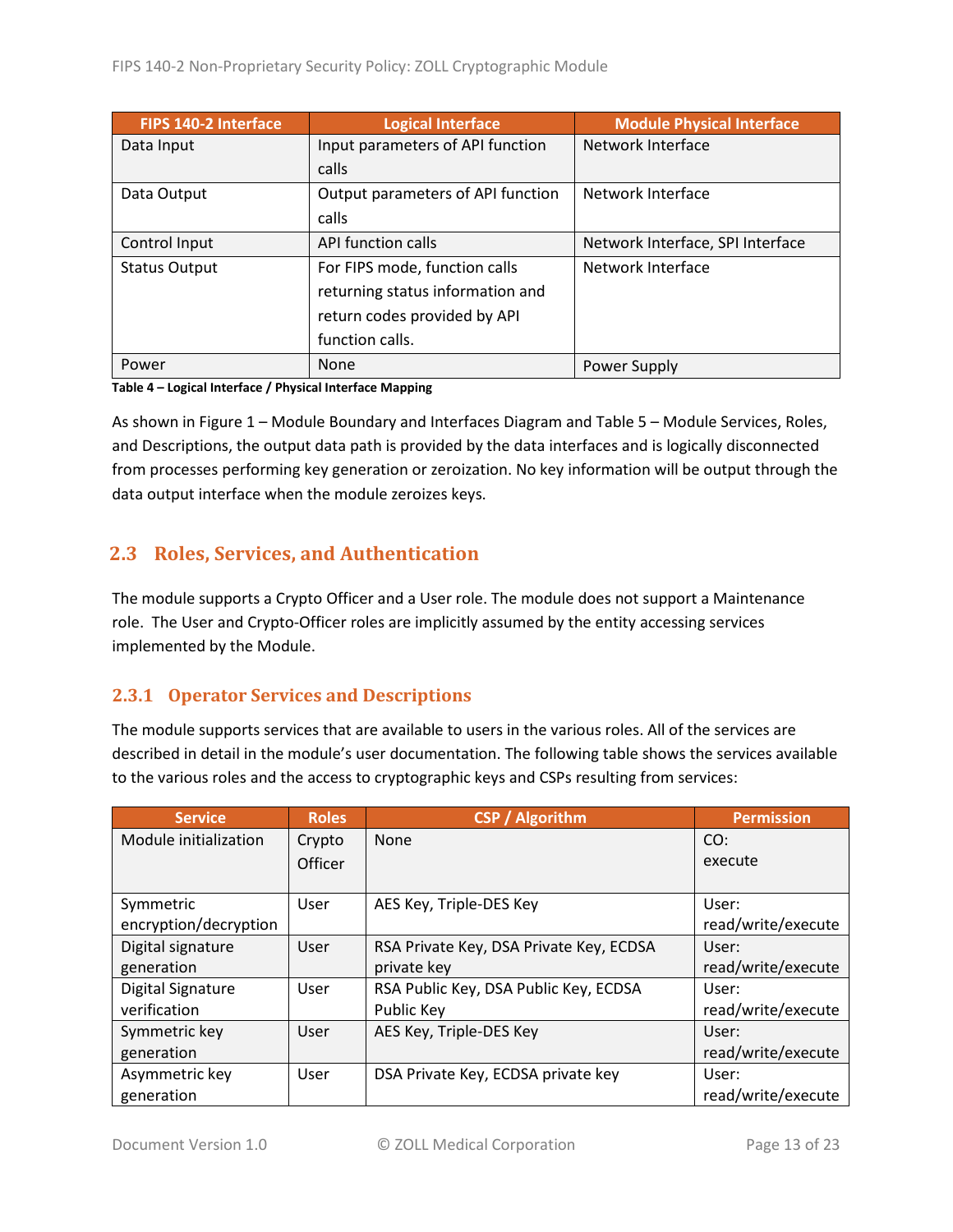| FIPS 140-2 Interface | Logical Interface | Module Physical Interface |
|---|---|---|
| Data Input | Input parameters of API function calls | Network Interface |
| Data Output | Output parameters of API function calls | Network Interface |
| Control Input | API function calls | Network Interface, SPI Interface |
| Status Output | For FIPS mode, function calls returning status information and return codes provided by API function calls. | Network Interface |
| Power | None | Power Supply |

**Table 4 – Logical Interface / Physical Interface Mapping**

As shown in Figure 1 – Module Boundary and Interfaces Diagram and Table 5 – Module Services, Roles, and Descriptions, the output data path is provided by the data interfaces and is logically disconnected from processes performing key generation or zeroization. No key information will be output through the data output interface when the module zeroizes keys.

## 2.3 Roles, Services, and Authentication

The module supports a Crypto Officer and a User role. The module does not support a Maintenance role. The User and Crypto-Officer roles are implicitly assumed by the entity accessing services implemented by the Module.

### 2.3.1 Operator Services and Descriptions

The module supports services that are available to users in the various roles. All of the services are described in detail in the module's user documentation. The following table shows the services available to the various roles and the access to cryptographic keys and CSPs resulting from services:

| Service | Roles | CSP / Algorithm | Permission |
|---|---|---|---|
| Module initialization | Crypto Officer | None | CO: execute |
| Symmetric encryption/decryption | User | AES Key, Triple-DES Key | User: read/write/execute |
| Digital signature generation | User | RSA Private Key, DSA Private Key, ECDSA private key | User: read/write/execute |
| Digital Signature verification | User | RSA Public Key, DSA Public Key, ECDSA Public Key | User: read/write/execute |
| Symmetric key generation | User | AES Key, Triple-DES Key | User: read/write/execute |
| Asymmetric key generation | User | DSA Private Key, ECDSA private key | User: read/write/execute |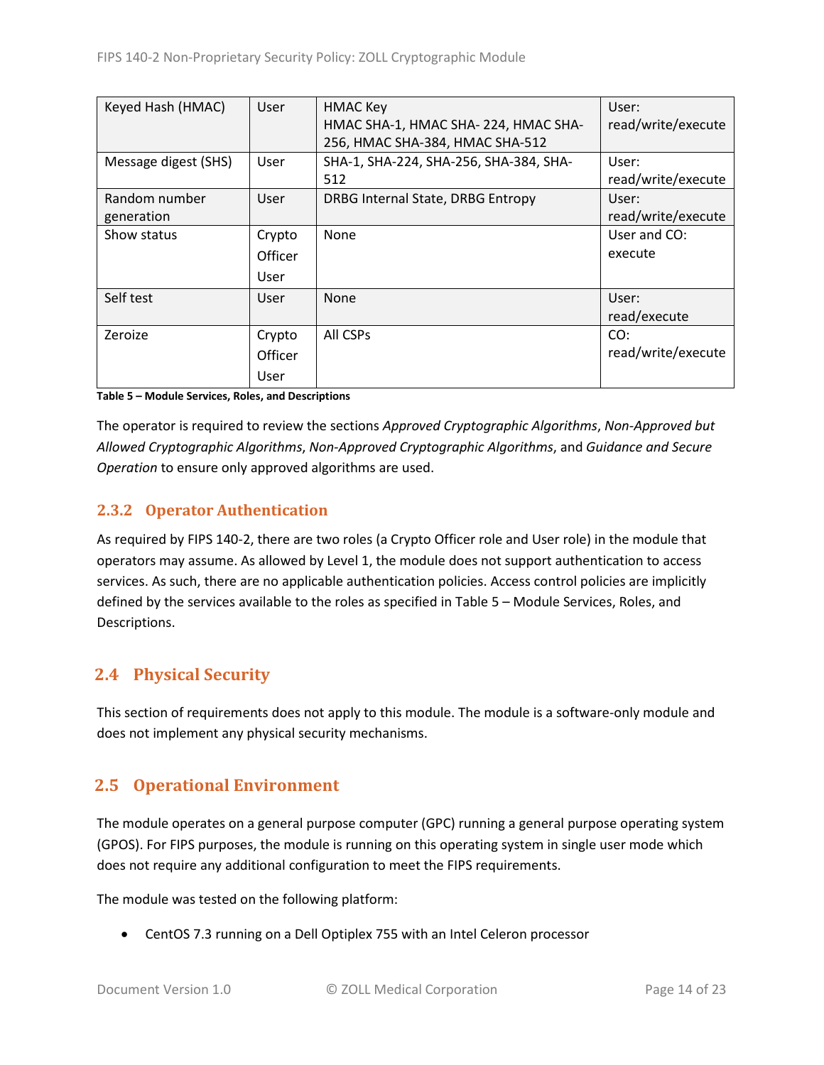| Keyed Hash (HMAC) | User | HMAC Key<br>HMAC SHA-1, HMAC SHA- 224, HMAC SHA-256, HMAC SHA-384, HMAC SHA-512 | User: read/write/execute |
|---|---|---|---|
| Message digest (SHS) | User | SHA-1, SHA-224, SHA-256, SHA-384, SHA-512 | User: read/write/execute |
| Random number generation | User | DRBG Internal State, DRBG Entropy | User: read/write/execute |
| Show status | Crypto Officer<br>User | None | User and CO: execute |
| Self test | User | None | User: read/execute |
| Zeroize | Crypto Officer<br>User | All CSPs | CO: read/write/execute |

**Table 5 – Module Services, Roles, and Descriptions**

The operator is required to review the sections *Approved Cryptographic Algorithms*, *Non-Approved but Allowed Cryptographic Algorithms*, *Non-Approved Cryptographic Algorithms*, and *Guidance and Secure Operation* to ensure only approved algorithms are used.

### 2.3.2 Operator Authentication

As required by FIPS 140-2, there are two roles (a Crypto Officer role and User role) in the module that operators may assume. As allowed by Level 1, the module does not support authentication to access services. As such, there are no applicable authentication policies. Access control policies are implicitly defined by the services available to the roles as specified in Table 5 – Module Services, Roles, and Descriptions.

## 2.4 Physical Security

This section of requirements does not apply to this module. The module is a software-only module and does not implement any physical security mechanisms.

## 2.5 Operational Environment

The module operates on a general purpose computer (GPC) running a general purpose operating system (GPOS). For FIPS purposes, the module is running on this operating system in single user mode which does not require any additional configuration to meet the FIPS requirements.

The module was tested on the following platform:

- CentOS 7.3 running on a Dell Optiplex 755 with an Intel Celeron processor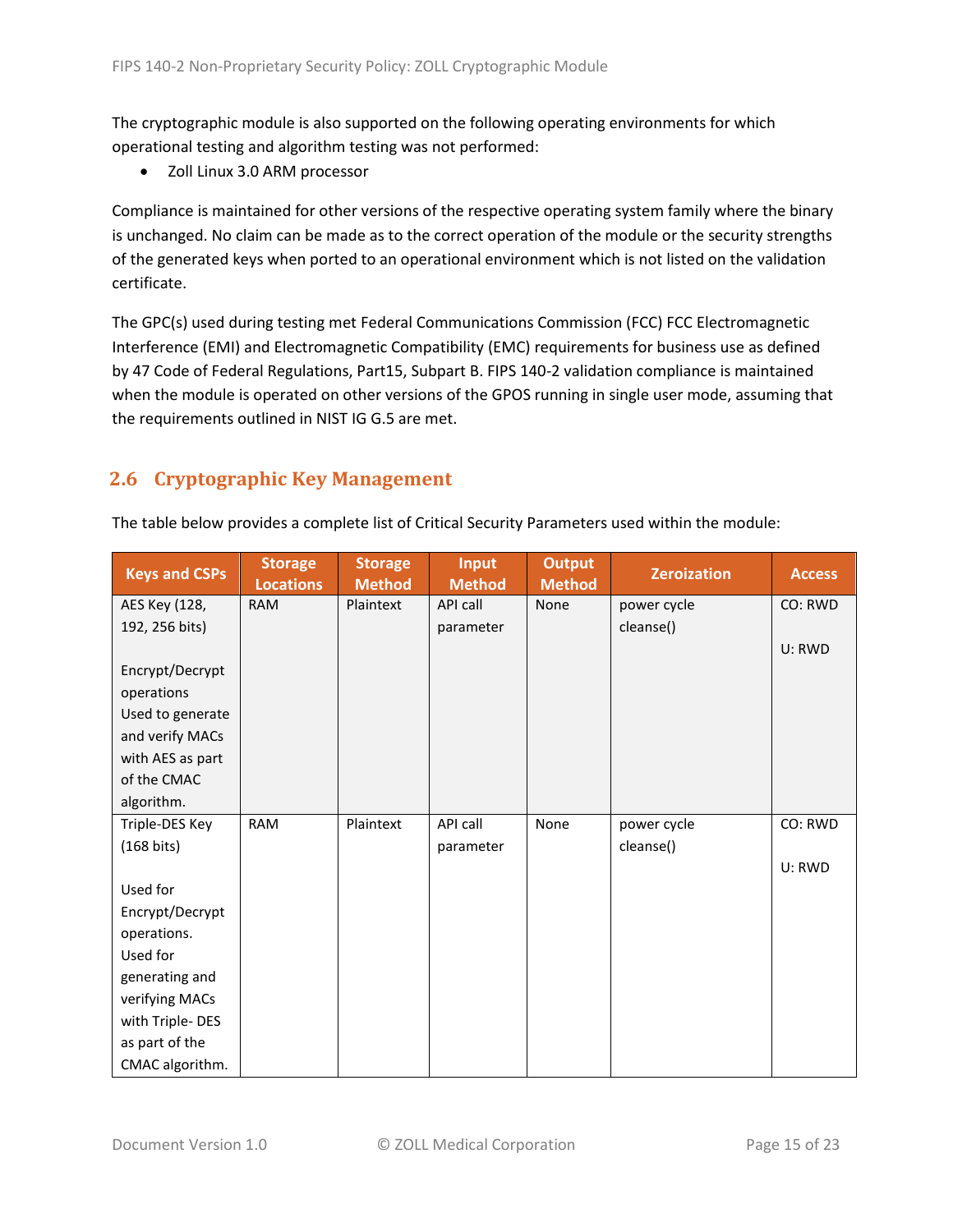The cryptographic module is also supported on the following operating environments for which operational testing and algorithm testing was not performed:

- Zoll Linux 3.0 ARM processor

Compliance is maintained for other versions of the respective operating system family where the binary is unchanged. No claim can be made as to the correct operation of the module or the security strengths of the generated keys when ported to an operational environment which is not listed on the validation certificate.

The GPC(s) used during testing met Federal Communications Commission (FCC) FCC Electromagnetic Interference (EMI) and Electromagnetic Compatibility (EMC) requirements for business use as defined by 47 Code of Federal Regulations, Part15, Subpart B. FIPS 140-2 validation compliance is maintained when the module is operated on other versions of the GPOS running in single user mode, assuming that the requirements outlined in NIST IG G.5 are met.

## 2.6 Cryptographic Key Management

The table below provides a complete list of Critical Security Parameters used within the module:

| Keys and CSPs | Storage Locations | Storage Method | Input Method | Output Method | Zeroization | Access |
|---|---|---|---|---|---|---|
| AES Key (128, 192, 256 bits)<br><br>Encrypt/Decrypt operations<br>Used to generate and verify MACs with AES as part of the CMAC algorithm. | RAM | Plaintext | API call parameter | None | power cycle<br>cleanse() | CO: RWD<br><br>U: RWD |
| Triple-DES Key (168 bits)<br><br>Used for Encrypt/Decrypt operations.<br>Used for generating and verifying MACs with Triple- DES as part of the CMAC algorithm. | RAM | Plaintext | API call parameter | None | power cycle<br>cleanse() | CO: RWD<br><br>U: RWD |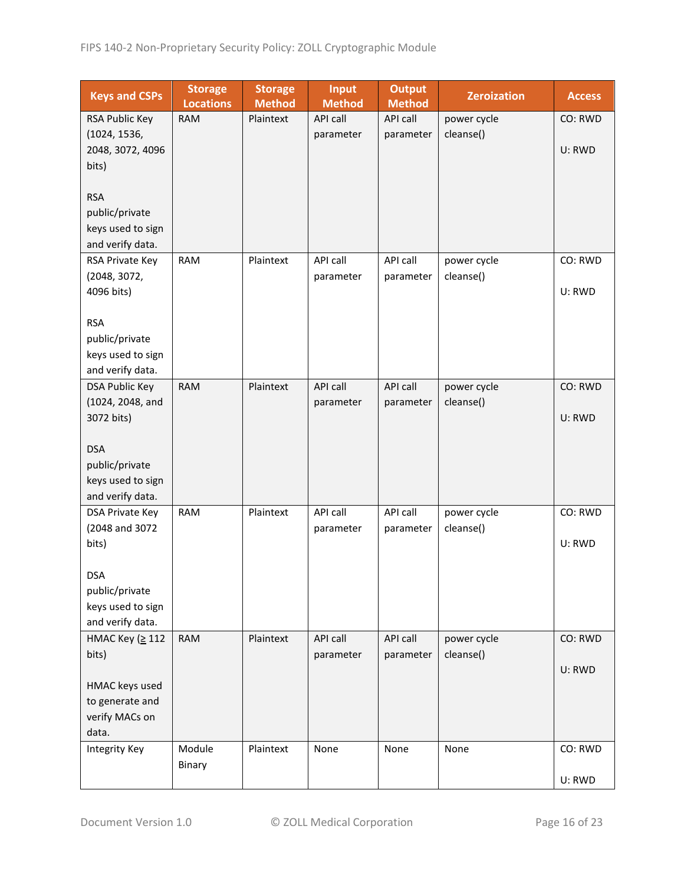| Keys and CSPs | Storage Locations | Storage Method | Input Method | Output Method | Zeroization | Access |
|---|---|---|---|---|---|---|
| RSA Public Key (1024, 1536, 2048, 3072, 4096 bits)<br><br>RSA public/private keys used to sign and verify data. | RAM | Plaintext | API call parameter | API call parameter | power cycle cleanse() | CO: RWD<br><br>U: RWD |
| RSA Private Key (2048, 3072, 4096 bits)<br><br>RSA public/private keys used to sign and verify data. | RAM | Plaintext | API call parameter | API call parameter | power cycle cleanse() | CO: RWD<br><br>U: RWD |
| DSA Public Key (1024, 2048, and 3072 bits)<br><br>DSA public/private keys used to sign and verify data. | RAM | Plaintext | API call parameter | API call parameter | power cycle cleanse() | CO: RWD<br><br>U: RWD |
| DSA Private Key (2048 and 3072 bits)<br><br>DSA public/private keys used to sign and verify data. | RAM | Plaintext | API call parameter | API call parameter | power cycle cleanse() | CO: RWD<br><br>U: RWD |
| HMAC Key (≥ 112 bits)<br><br>HMAC keys used to generate and verify MACs on data. | RAM | Plaintext | API call parameter | API call parameter | power cycle cleanse() | CO: RWD<br><br>U: RWD |
| Integrity Key | Module Binary | Plaintext | None | None | None | CO: RWD<br><br>U: RWD |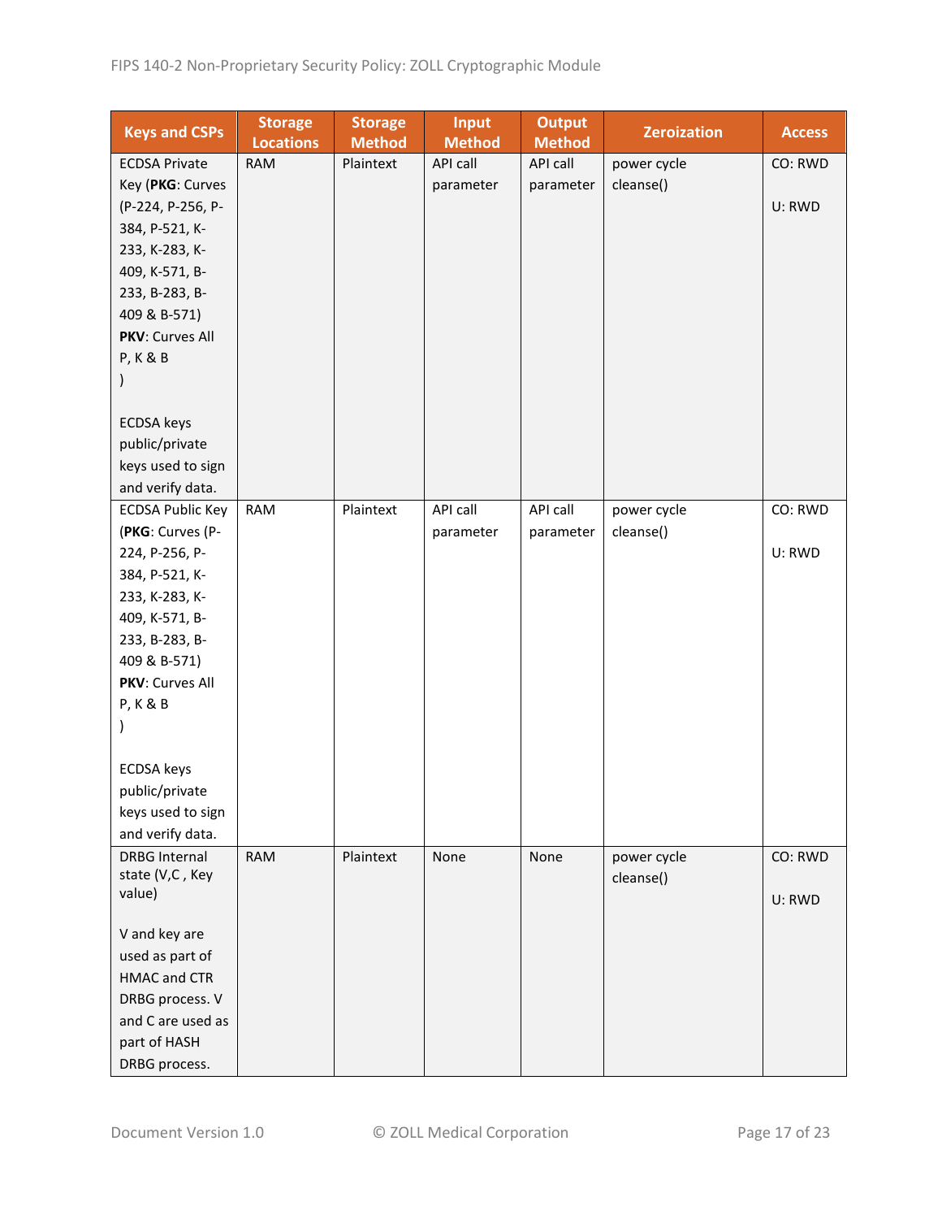| Keys and CSPs | Storage Locations | Storage Method | Input Method | Output Method | Zeroization | Access |
|---|---|---|---|---|---|---|
| ECDSA Private Key (**PKG**: Curves (P-224, P-256, P-384, P-521, K-233, K-283, K-409, K-571, B-233, B-283, B-409 & B-571) **PKV**: Curves All P, K & B )<br><br>ECDSA keys public/private keys used to sign and verify data. | RAM | Plaintext | API call parameter | API call parameter | power cycle cleanse() | CO: RWD<br><br>U: RWD |
| ECDSA Public Key (**PKG**: Curves (P-224, P-256, P-384, P-521, K-233, K-283, K-409, K-571, B-233, B-283, B-409 & B-571) **PKV**: Curves All P, K & B )<br><br>ECDSA keys public/private keys used to sign and verify data. | RAM | Plaintext | API call parameter | API call parameter | power cycle cleanse() | CO: RWD<br><br>U: RWD |
| DRBG Internal state (V,C , Key value)<br><br>V and key are used as part of HMAC and CTR DRBG process. V and C are used as part of HASH DRBG process. | RAM | Plaintext | None | None | power cycle cleanse() | CO: RWD<br><br>U: RWD |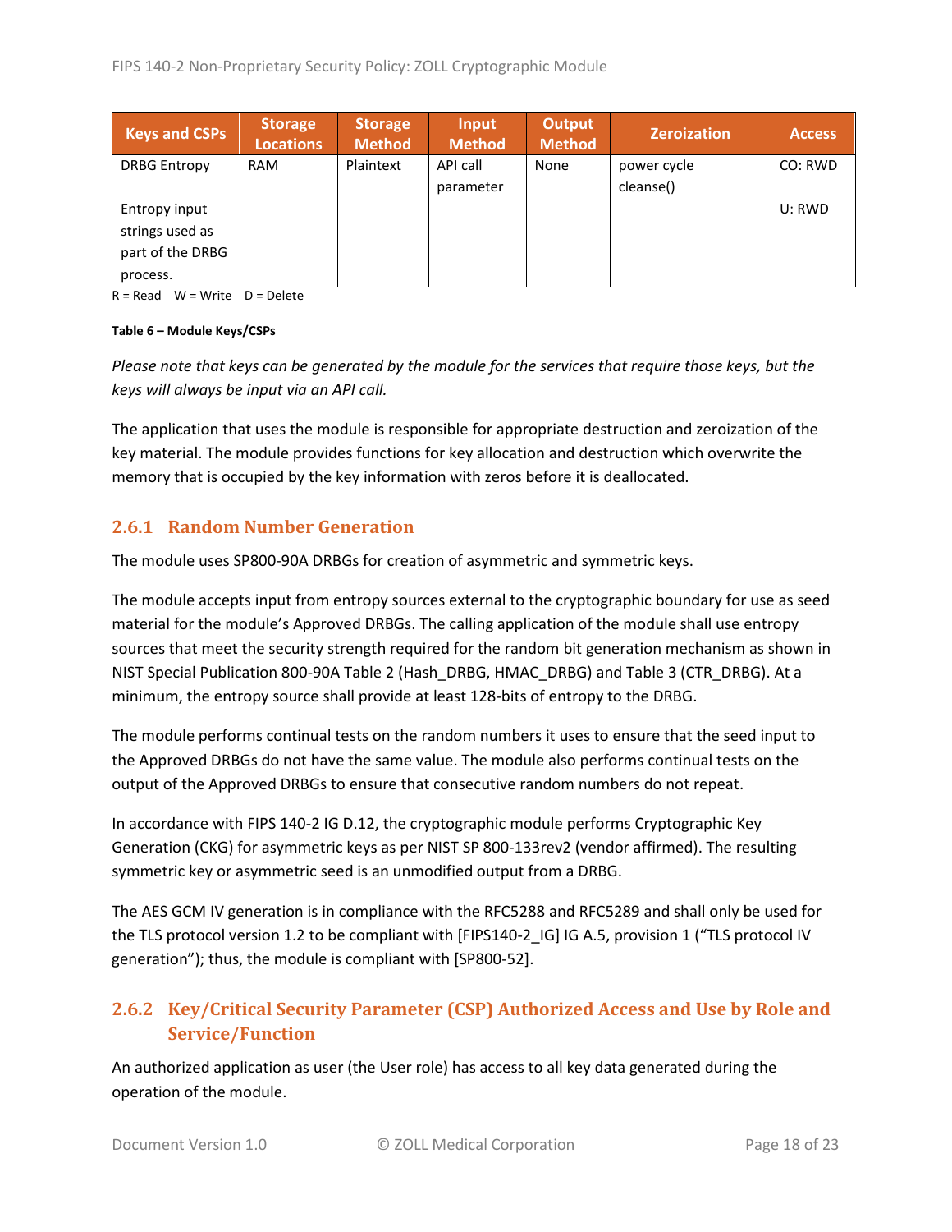| Keys and CSPs | Storage Locations | Storage Method | Input Method | Output Method | Zeroization | Access |
|---|---|---|---|---|---|---|
| DRBG Entropy<br><br>Entropy input strings used as part of the DRBG process. | RAM | Plaintext | API call parameter | None | power cycle cleanse() | CO: RWD<br><br>U: RWD |

R = Read W = Write D = Delete

**Table 6 – Module Keys/CSPs**

*Please note that keys can be generated by the module for the services that require those keys, but the keys will always be input via an API call.*

The application that uses the module is responsible for appropriate destruction and zeroization of the key material. The module provides functions for key allocation and destruction which overwrite the memory that is occupied by the key information with zeros before it is deallocated.

### 2.6.1 Random Number Generation

The module uses SP800-90A DRBGs for creation of asymmetric and symmetric keys.

The module accepts input from entropy sources external to the cryptographic boundary for use as seed material for the module's Approved DRBGs. The calling application of the module shall use entropy sources that meet the security strength required for the random bit generation mechanism as shown in NIST Special Publication 800-90A Table 2 (Hash_DRBG, HMAC_DRBG) and Table 3 (CTR_DRBG). At a minimum, the entropy source shall provide at least 128-bits of entropy to the DRBG.

The module performs continual tests on the random numbers it uses to ensure that the seed input to the Approved DRBGs do not have the same value. The module also performs continual tests on the output of the Approved DRBGs to ensure that consecutive random numbers do not repeat.

In accordance with FIPS 140-2 IG D.12, the cryptographic module performs Cryptographic Key Generation (CKG) for asymmetric keys as per NIST SP 800-133rev2 (vendor affirmed). The resulting symmetric key or asymmetric seed is an unmodified output from a DRBG.

The AES GCM IV generation is in compliance with the RFC5288 and RFC5289 and shall only be used for the TLS protocol version 1.2 to be compliant with [FIPS140-2_IG] IG A.5, provision 1 ("TLS protocol IV generation"); thus, the module is compliant with [SP800-52].

### 2.6.2 Key/Critical Security Parameter (CSP) Authorized Access and Use by Role and Service/Function

An authorized application as user (the User role) has access to all key data generated during the operation of the module.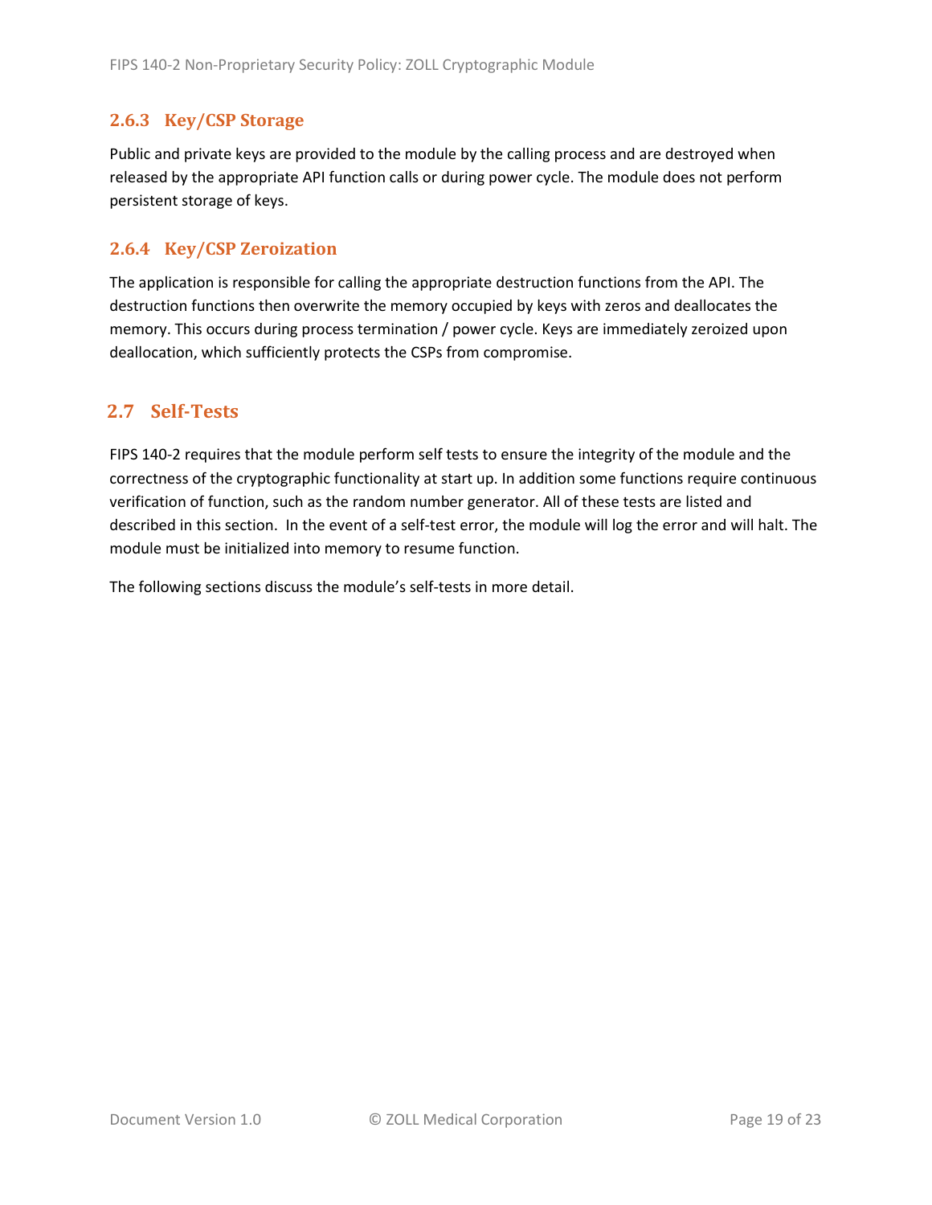### 2.6.3 Key/CSP Storage

Public and private keys are provided to the module by the calling process and are destroyed when released by the appropriate API function calls or during power cycle. The module does not perform persistent storage of keys.

### 2.6.4 Key/CSP Zeroization

The application is responsible for calling the appropriate destruction functions from the API. The destruction functions then overwrite the memory occupied by keys with zeros and deallocates the memory. This occurs during process termination / power cycle. Keys are immediately zeroized upon deallocation, which sufficiently protects the CSPs from compromise.

## 2.7 Self-Tests

FIPS 140-2 requires that the module perform self tests to ensure the integrity of the module and the correctness of the cryptographic functionality at start up. In addition some functions require continuous verification of function, such as the random number generator. All of these tests are listed and described in this section. In the event of a self-test error, the module will log the error and will halt. The module must be initialized into memory to resume function.

The following sections discuss the module's self-tests in more detail.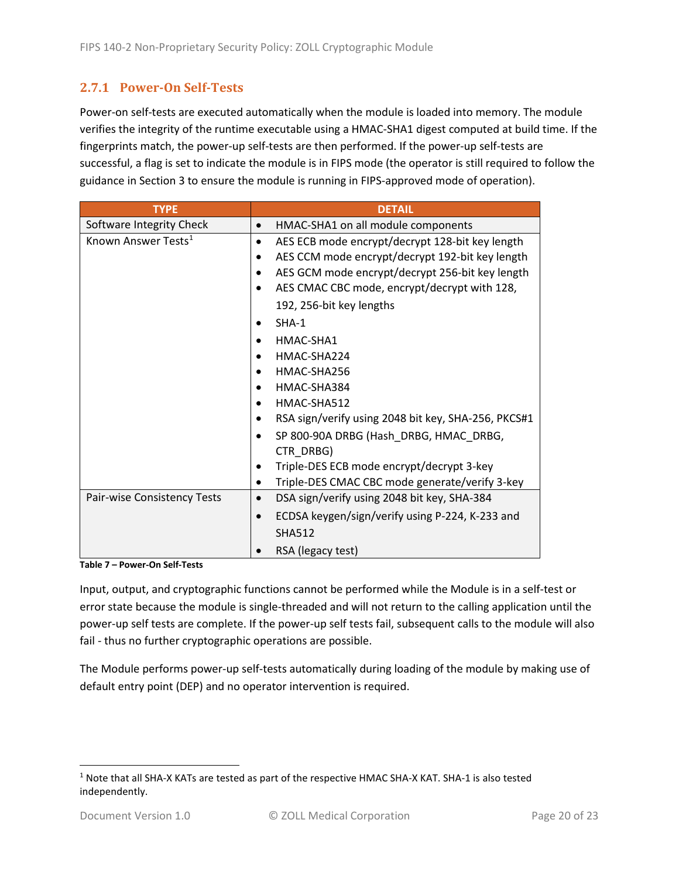### 2.7.1 Power-On Self-Tests

Power-on self-tests are executed automatically when the module is loaded into memory. The module verifies the integrity of the runtime executable using a HMAC-SHA1 digest computed at build time. If the fingerprints match, the power-up self-tests are then performed. If the power-up self-tests are successful, a flag is set to indicate the module is in FIPS mode (the operator is still required to follow the guidance in Section 3 to ensure the module is running in FIPS-approved mode of operation).

| TYPE | DETAIL |
|---|---|
| Software Integrity Check | • HMAC-SHA1 on all module components |
| Known Answer Tests[1] | • AES ECB mode encrypt/decrypt 128-bit key length<br>• AES CCM mode encrypt/decrypt 192-bit key length<br>• AES GCM mode encrypt/decrypt 256-bit key length<br>• AES CMAC CBC mode, encrypt/decrypt with 128, 192, 256-bit key lengths<br>• SHA-1<br>• HMAC-SHA1<br>• HMAC-SHA224<br>• HMAC-SHA256<br>• HMAC-SHA384<br>• HMAC-SHA512<br>• RSA sign/verify using 2048 bit key, SHA-256, PKCS#1<br>• SP 800-90A DRBG (Hash_DRBG, HMAC_DRBG, CTR_DRBG)<br>• Triple-DES ECB mode encrypt/decrypt 3-key<br>• Triple-DES CMAC CBC mode generate/verify 3-key |
| Pair-wise Consistency Tests | • DSA sign/verify using 2048 bit key, SHA-384<br>• ECDSA keygen/sign/verify using P-224, K-233 and SHA512<br>• RSA (legacy test) |

**Table 7 – Power-On Self-Tests**

Input, output, and cryptographic functions cannot be performed while the Module is in a self-test or error state because the module is single-threaded and will not return to the calling application until the power-up self tests are complete. If the power-up self tests fail, subsequent calls to the module will also fail - thus no further cryptographic operations are possible.

The Module performs power-up self-tests automatically during loading of the module by making use of default entry point (DEP) and no operator intervention is required.

---

[1] Note that all SHA-X KATs are tested as part of the respective HMAC SHA-X KAT. SHA-1 is also tested independently.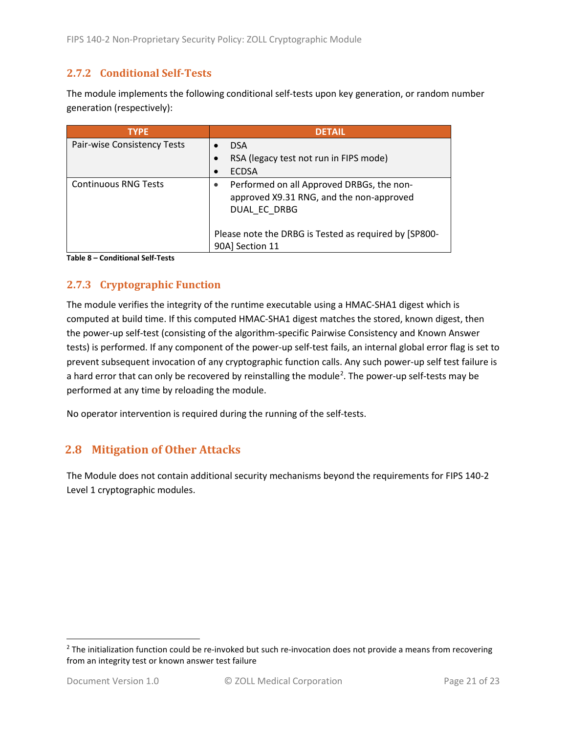### 2.7.2 Conditional Self-Tests

The module implements the following conditional self-tests upon key generation, or random number generation (respectively):

| TYPE | DETAIL |
|---|---|
| Pair-wise Consistency Tests | • DSA<br>• RSA (legacy test not run in FIPS mode)<br>• ECDSA |
| Continuous RNG Tests | • Performed on all Approved DRBGs, the non-approved X9.31 RNG, and the non-approved DUAL_EC_DRBG<br><br>Please note the DRBG is Tested as required by [SP800-90A] Section 11 |

**Table 8 – Conditional Self-Tests**

### 2.7.3 Cryptographic Function

The module verifies the integrity of the runtime executable using a HMAC-SHA1 digest which is computed at build time. If this computed HMAC-SHA1 digest matches the stored, known digest, then the power-up self-test (consisting of the algorithm-specific Pairwise Consistency and Known Answer tests) is performed. If any component of the power-up self-test fails, an internal global error flag is set to prevent subsequent invocation of any cryptographic function calls. Any such power-up self test failure is a hard error that can only be recovered by reinstalling the module[2]. The power-up self-tests may be performed at any time by reloading the module.

No operator intervention is required during the running of the self-tests.

## 2.8 Mitigation of Other Attacks

The Module does not contain additional security mechanisms beyond the requirements for FIPS 140-2 Level 1 cryptographic modules.

---

[2] The initialization function could be re-invoked but such re-invocation does not provide a means from recovering from an integrity test or known answer test failure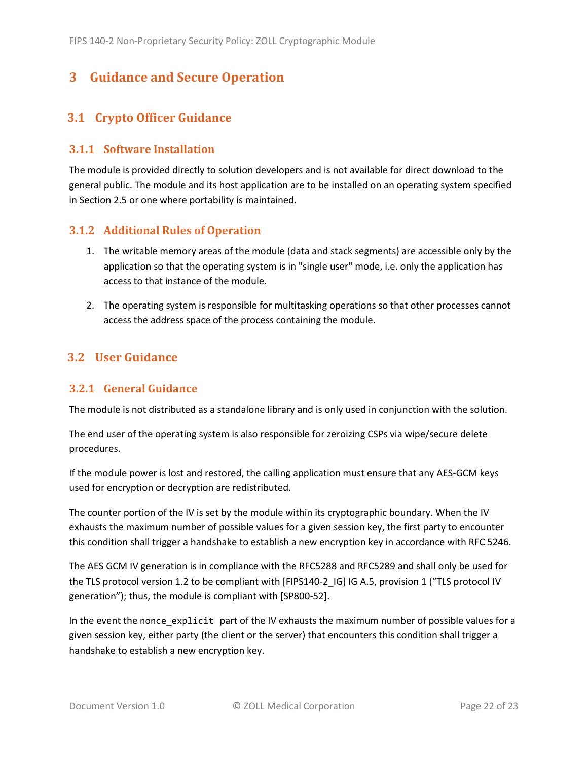# 3 Guidance and Secure Operation

## 3.1 Crypto Officer Guidance

### 3.1.1 Software Installation

The module is provided directly to solution developers and is not available for direct download to the general public. The module and its host application are to be installed on an operating system specified in Section 2.5 or one where portability is maintained.

### 3.1.2 Additional Rules of Operation

1. The writable memory areas of the module (data and stack segments) are accessible only by the application so that the operating system is in "single user" mode, i.e. only the application has access to that instance of the module.

2. The operating system is responsible for multitasking operations so that other processes cannot access the address space of the process containing the module.

## 3.2 User Guidance

### 3.2.1 General Guidance

The module is not distributed as a standalone library and is only used in conjunction with the solution.

The end user of the operating system is also responsible for zeroizing CSPs via wipe/secure delete procedures.

If the module power is lost and restored, the calling application must ensure that any AES-GCM keys used for encryption or decryption are redistributed.

The counter portion of the IV is set by the module within its cryptographic boundary. When the IV exhausts the maximum number of possible values for a given session key, the first party to encounter this condition shall trigger a handshake to establish a new encryption key in accordance with RFC 5246.

The AES GCM IV generation is in compliance with the RFC5288 and RFC5289 and shall only be used for the TLS protocol version 1.2 to be compliant with [FIPS140-2_IG] IG A.5, provision 1 ("TLS protocol IV generation"); thus, the module is compliant with [SP800-52].

In the event the `nonce_explicit` part of the IV exhausts the maximum number of possible values for a given session key, either party (the client or the server) that encounters this condition shall trigger a handshake to establish a new encryption key.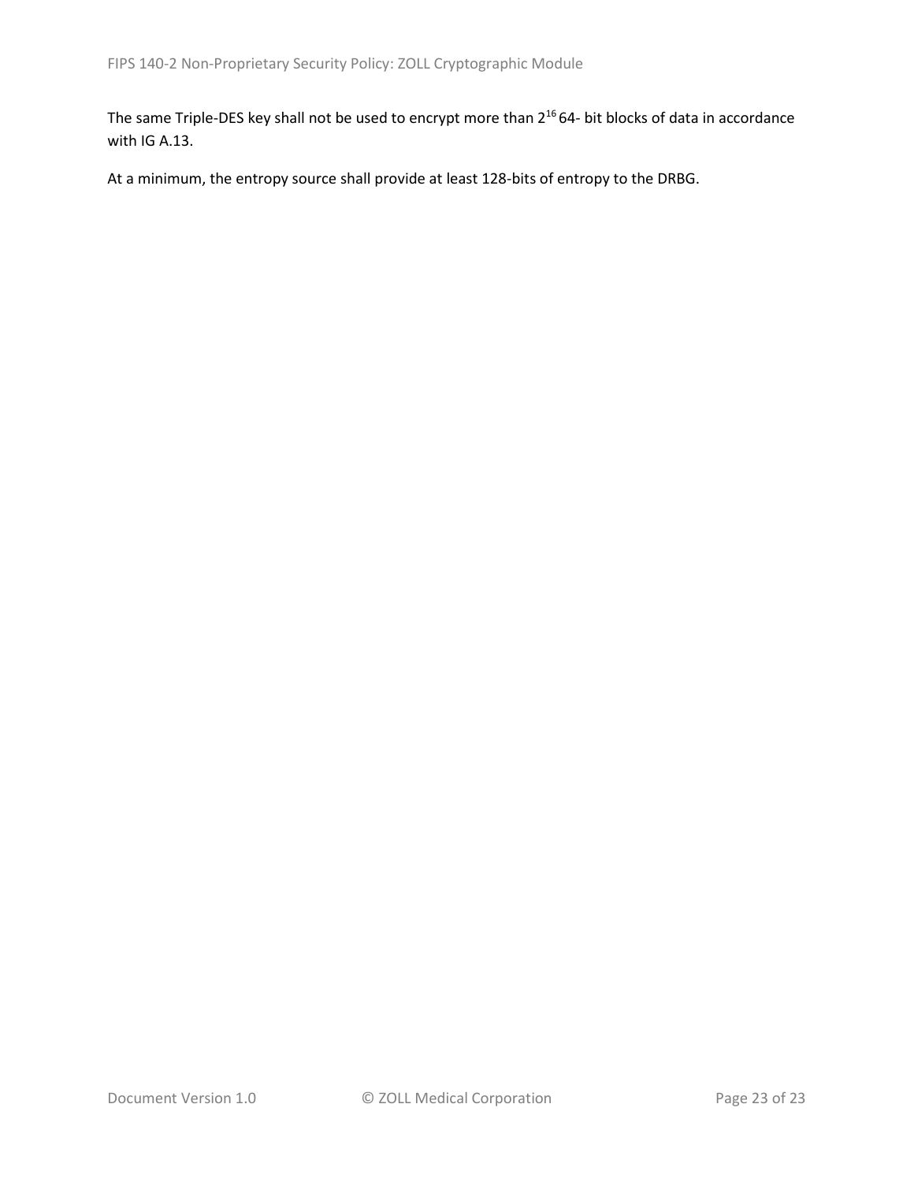The same Triple-DES key shall not be used to encrypt more than $2^{16}$ 64- bit blocks of data in accordance with IG A.13.

At a minimum, the entropy source shall provide at least 128-bits of entropy to the DRBG.